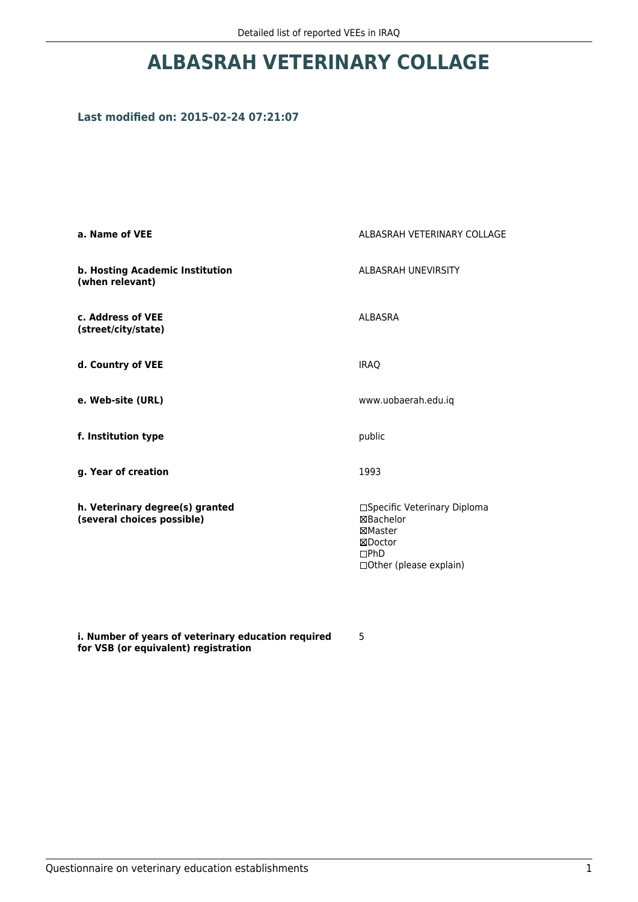# ALBASRAH VETERINARY COLLAGE

### Last modified on: 2015-02-24 07:21:07

| | |
|---|---|
| **a. Name of VEE** | ALBASRAH VETERINARY COLLAGE |
| **b. Hosting Academic Institution (when relevant)** | ALBASRAH UNEVIRSITY |
| **c. Address of VEE (street/city/state)** | ALBASRA |
| **d. Country of VEE** | IRAQ |
| **e. Web-site (URL)** | www.uobaerah.edu.iq |
| **f. Institution type** | public |
| **g. Year of creation** | 1993 |
| **h. Veterinary degree(s) granted (several choices possible)** | ☐Specific Veterinary Diploma<br>☒Bachelor<br>☒Master<br>☒Doctor<br>☐PhD<br>☐Other (please explain) |
| **i. Number of years of veterinary education required for VSB (or equivalent) registration** | 5 |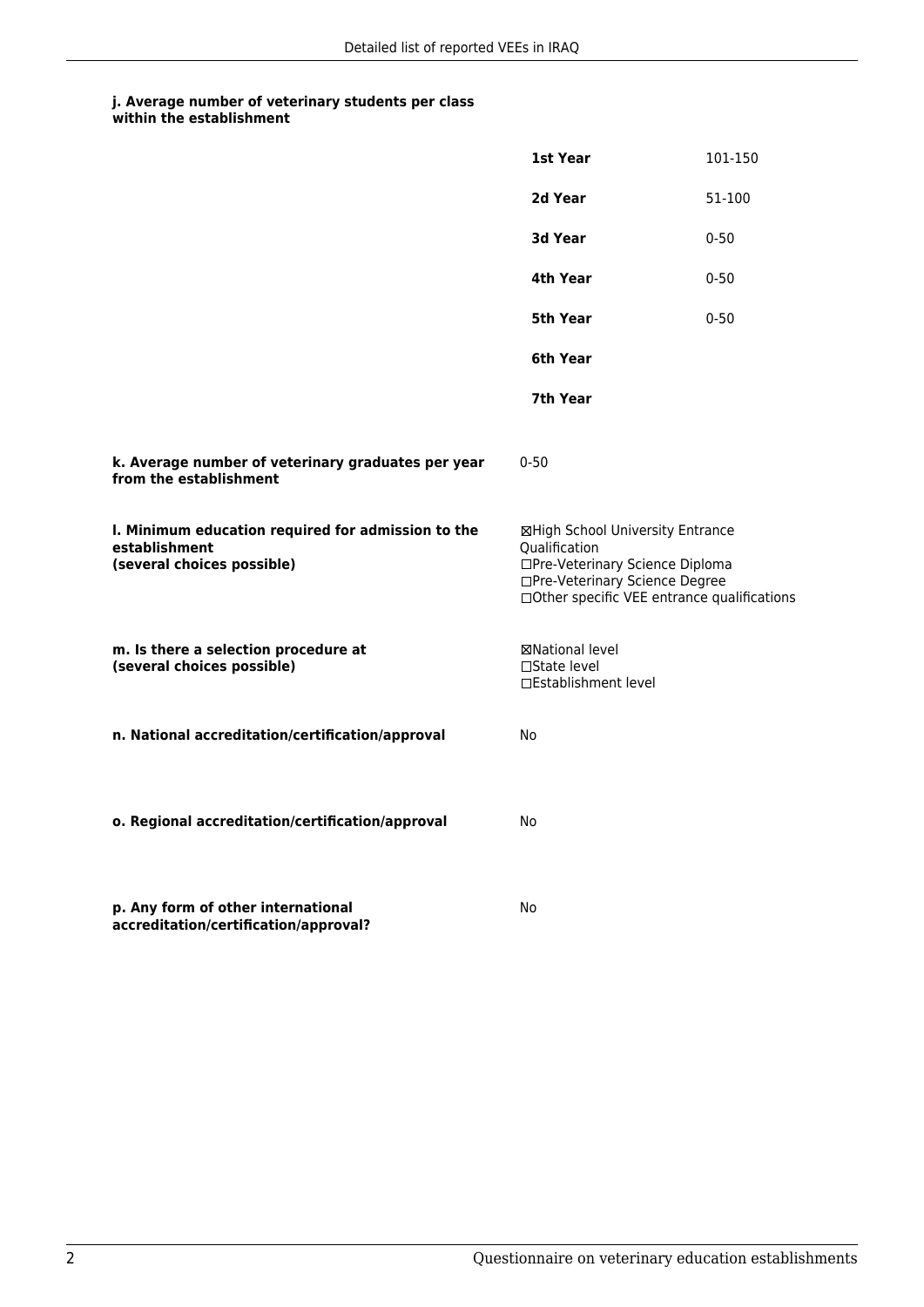**j. Average number of veterinary students per class within the establishment**

| | |
|---|---|
| **1st Year** | 101-150 |
| **2d Year** | 51-100 |
| **3d Year** | 0-50 |
| **4th Year** | 0-50 |
| **5th Year** | 0-50 |
| **6th Year** | |
| **7th Year** | |

**k. Average number of veterinary graduates per year from the establishment**

0-50

**l. Minimum education required for admission to the establishment (several choices possible)**

☒High School University Entrance Qualification
☐Pre-Veterinary Science Diploma
☐Pre-Veterinary Science Degree
☐Other specific VEE entrance qualifications

**m. Is there a selection procedure at (several choices possible)**

☒National level
☐State level
☐Establishment level

**n. National accreditation/certification/approval**

No

**o. Regional accreditation/certification/approval**

No

**p. Any form of other international accreditation/certification/approval?**

No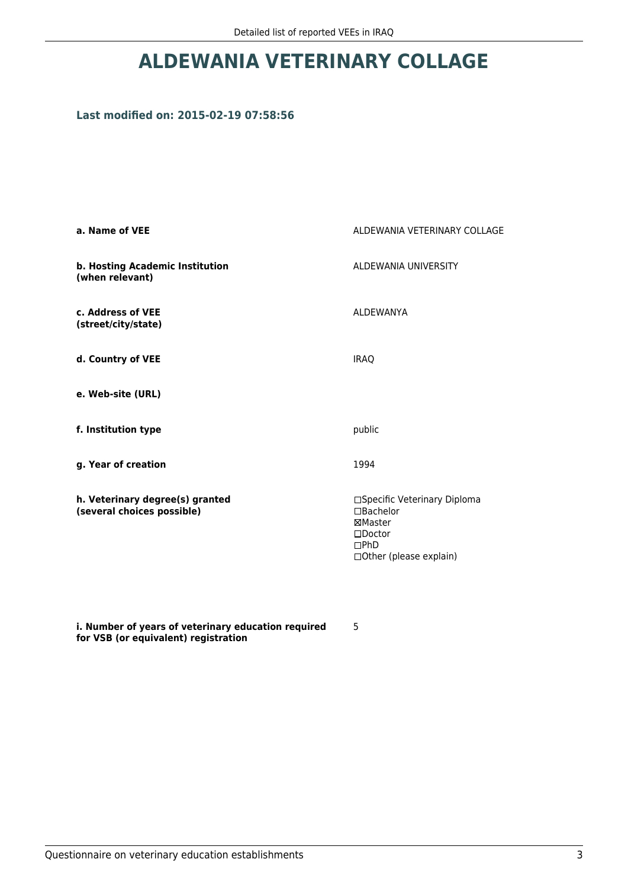# ALDEWANIA VETERINARY COLLAGE

### Last modified on: 2015-02-19 07:58:56

| | |
|---|---|
| **a. Name of VEE** | ALDEWANIA VETERINARY COLLAGE |
| **b. Hosting Academic Institution (when relevant)** | ALDEWANIA UNIVERSITY |
| **c. Address of VEE (street/city/state)** | ALDEWANYA |
| **d. Country of VEE** | IRAQ |
| **e. Web-site (URL)** | |
| **f. Institution type** | public |
| **g. Year of creation** | 1994 |
| **h. Veterinary degree(s) granted (several choices possible)** | ☐Specific Veterinary Diploma<br>☐Bachelor<br>☒Master<br>☐Doctor<br>☐PhD<br>☐Other (please explain) |
| **i. Number of years of veterinary education required for VSB (or equivalent) registration** | 5 |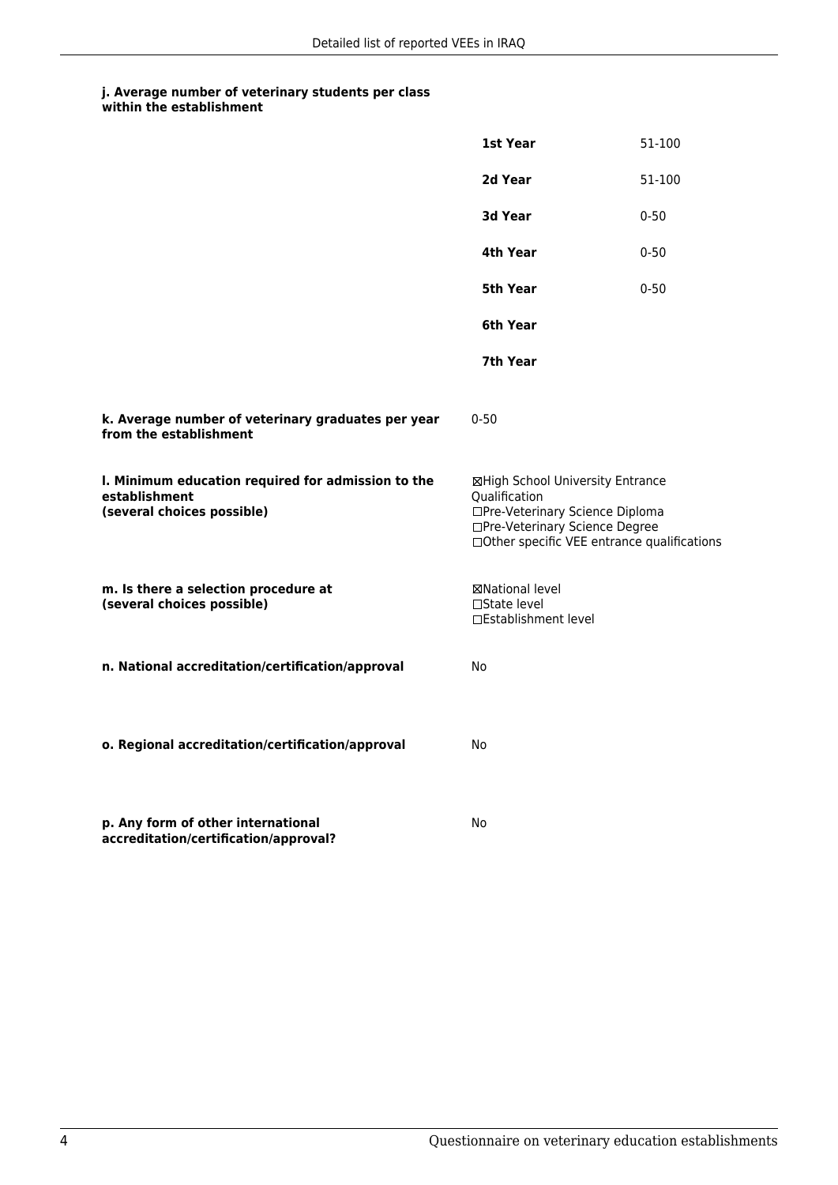**j. Average number of veterinary students per class within the establishment**

| | |
|---|---|
| **1st Year** | 51-100 |
| **2d Year** | 51-100 |
| **3d Year** | 0-50 |
| **4th Year** | 0-50 |
| **5th Year** | 0-50 |
| **6th Year** | |
| **7th Year** | |

**k. Average number of veterinary graduates per year from the establishment**

0-50

**l. Minimum education required for admission to the establishment (several choices possible)**

☒High School University Entrance Qualification
☐Pre-Veterinary Science Diploma
☐Pre-Veterinary Science Degree
☐Other specific VEE entrance qualifications

**m. Is there a selection procedure at (several choices possible)**

☒National level
☐State level
☐Establishment level

**n. National accreditation/certification/approval**

No

**o. Regional accreditation/certification/approval**

No

**p. Any form of other international accreditation/certification/approval?**

No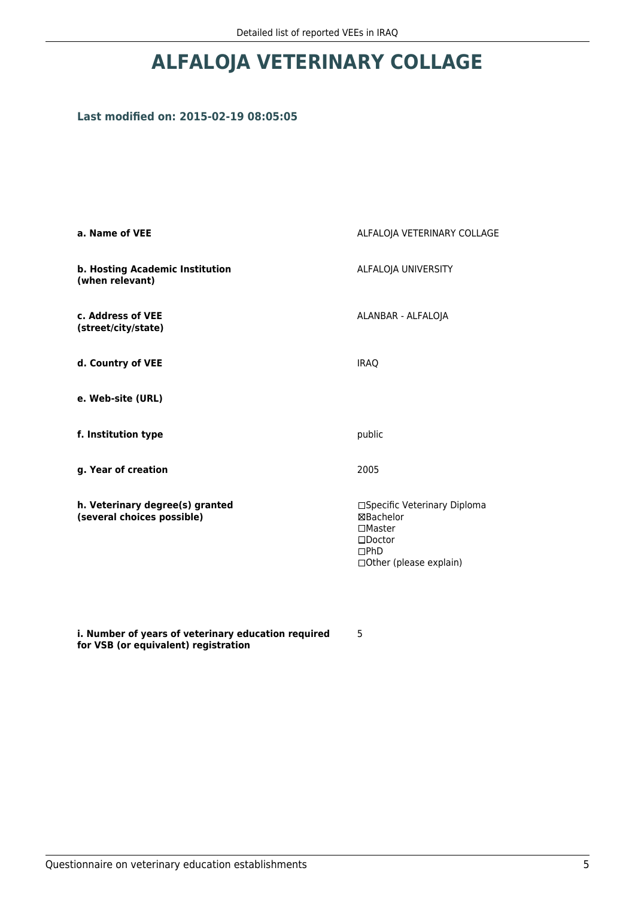# ALFALOJA VETERINARY COLLAGE

**Last modified on: 2015-02-19 08:05:05**

| | |
|---|---|
| **a. Name of VEE** | ALFALOJA VETERINARY COLLAGE |
| **b. Hosting Academic Institution (when relevant)** | ALFALOJA UNIVERSITY |
| **c. Address of VEE (street/city/state)** | ALANBAR - ALFALOJA |
| **d. Country of VEE** | IRAQ |
| **e. Web-site (URL)** | |
| **f. Institution type** | public |
| **g. Year of creation** | 2005 |
| **h. Veterinary degree(s) granted (several choices possible)** | ☐Specific Veterinary Diploma<br>☒Bachelor<br>☐Master<br>☐Doctor<br>☐PhD<br>☐Other (please explain) |
| **i. Number of years of veterinary education required for VSB (or equivalent) registration** | 5 |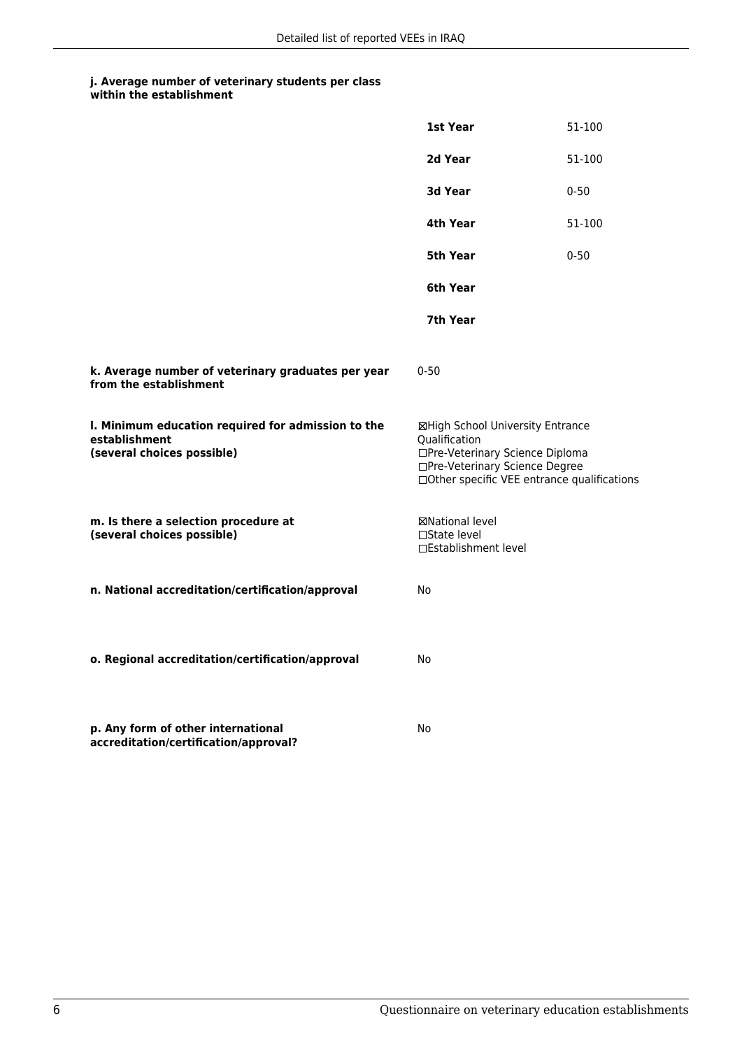**j. Average number of veterinary students per class within the establishment**

| | |
|---|---|
| **1st Year** | 51-100 |
| **2d Year** | 51-100 |
| **3d Year** | 0-50 |
| **4th Year** | 51-100 |
| **5th Year** | 0-50 |
| **6th Year** | |
| **7th Year** | |

**k. Average number of veterinary graduates per year from the establishment**

0-50

**l. Minimum education required for admission to the establishment (several choices possible)**

☒High School University Entrance Qualification
☐Pre-Veterinary Science Diploma
☐Pre-Veterinary Science Degree
☐Other specific VEE entrance qualifications

**m. Is there a selection procedure at (several choices possible)**

☒National level
☐State level
☐Establishment level

**n. National accreditation/certification/approval**

No

**o. Regional accreditation/certification/approval**

No

**p. Any form of other international accreditation/certification/approval?**

No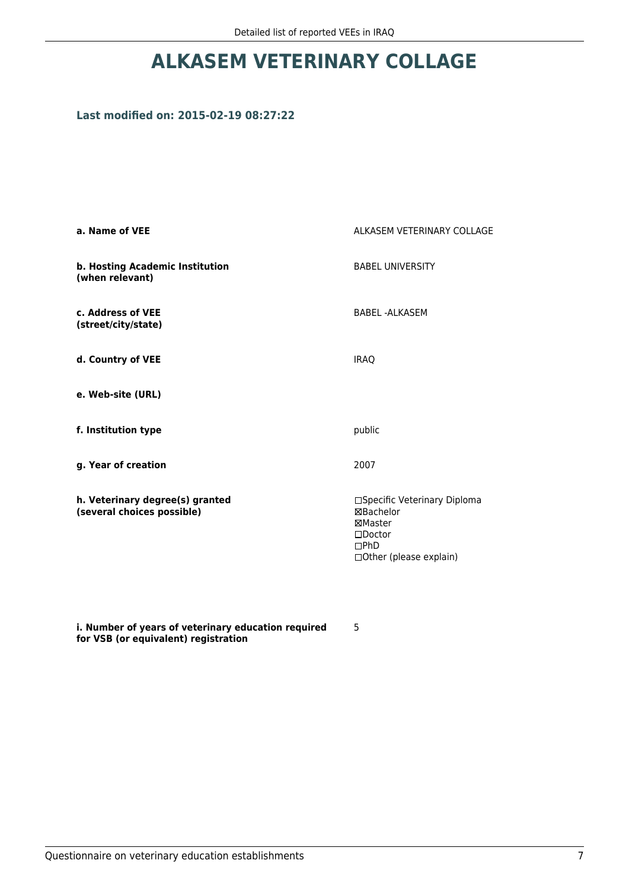# ALKASEM VETERINARY COLLAGE

**Last modified on: 2015-02-19 08:27:22**

| | |
|---|---|
| **a. Name of VEE** | ALKASEM VETERINARY COLLAGE |
| **b. Hosting Academic Institution (when relevant)** | BABEL UNIVERSITY |
| **c. Address of VEE (street/city/state)** | BABEL -ALKASEM |
| **d. Country of VEE** | IRAQ |
| **e. Web-site (URL)** | |
| **f. Institution type** | public |
| **g. Year of creation** | 2007 |
| **h. Veterinary degree(s) granted (several choices possible)** | ☐Specific Veterinary Diploma<br>☒Bachelor<br>☒Master<br>☐Doctor<br>☐PhD<br>☐Other (please explain) |
| **i. Number of years of veterinary education required for VSB (or equivalent) registration** | 5 |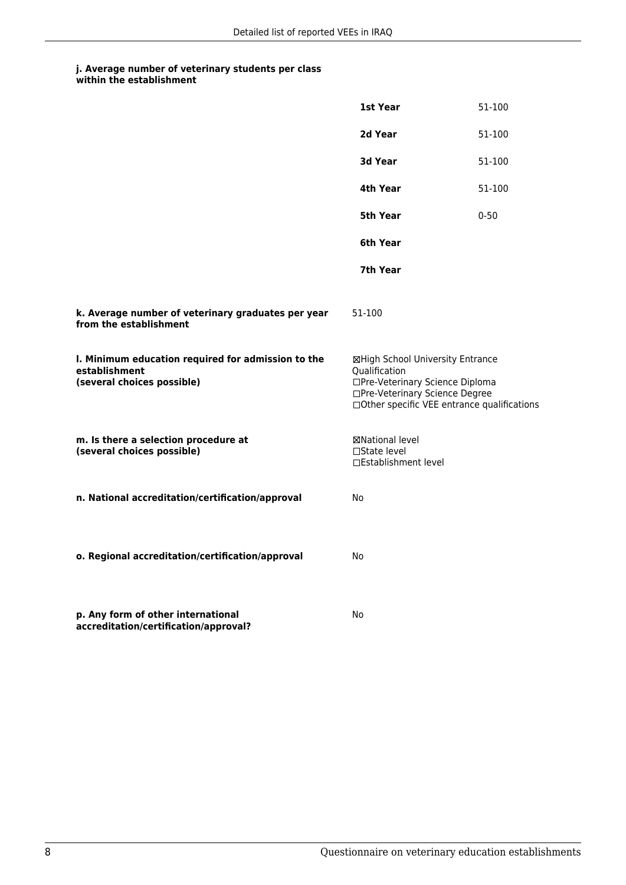**j. Average number of veterinary students per class within the establishment**

| | |
|---|---|
| **1st Year** | 51-100 |
| **2d Year** | 51-100 |
| **3d Year** | 51-100 |
| **4th Year** | 51-100 |
| **5th Year** | 0-50 |
| **6th Year** | |
| **7th Year** | |

**k. Average number of veterinary graduates per year from the establishment**

51-100

**l. Minimum education required for admission to the establishment (several choices possible)**

☒High School University Entrance Qualification
☐Pre-Veterinary Science Diploma
☐Pre-Veterinary Science Degree
☐Other specific VEE entrance qualifications

**m. Is there a selection procedure at (several choices possible)**

☒National level
☐State level
☐Establishment level

**n. National accreditation/certification/approval**

No

**o. Regional accreditation/certification/approval**

No

**p. Any form of other international accreditation/certification/approval?**

No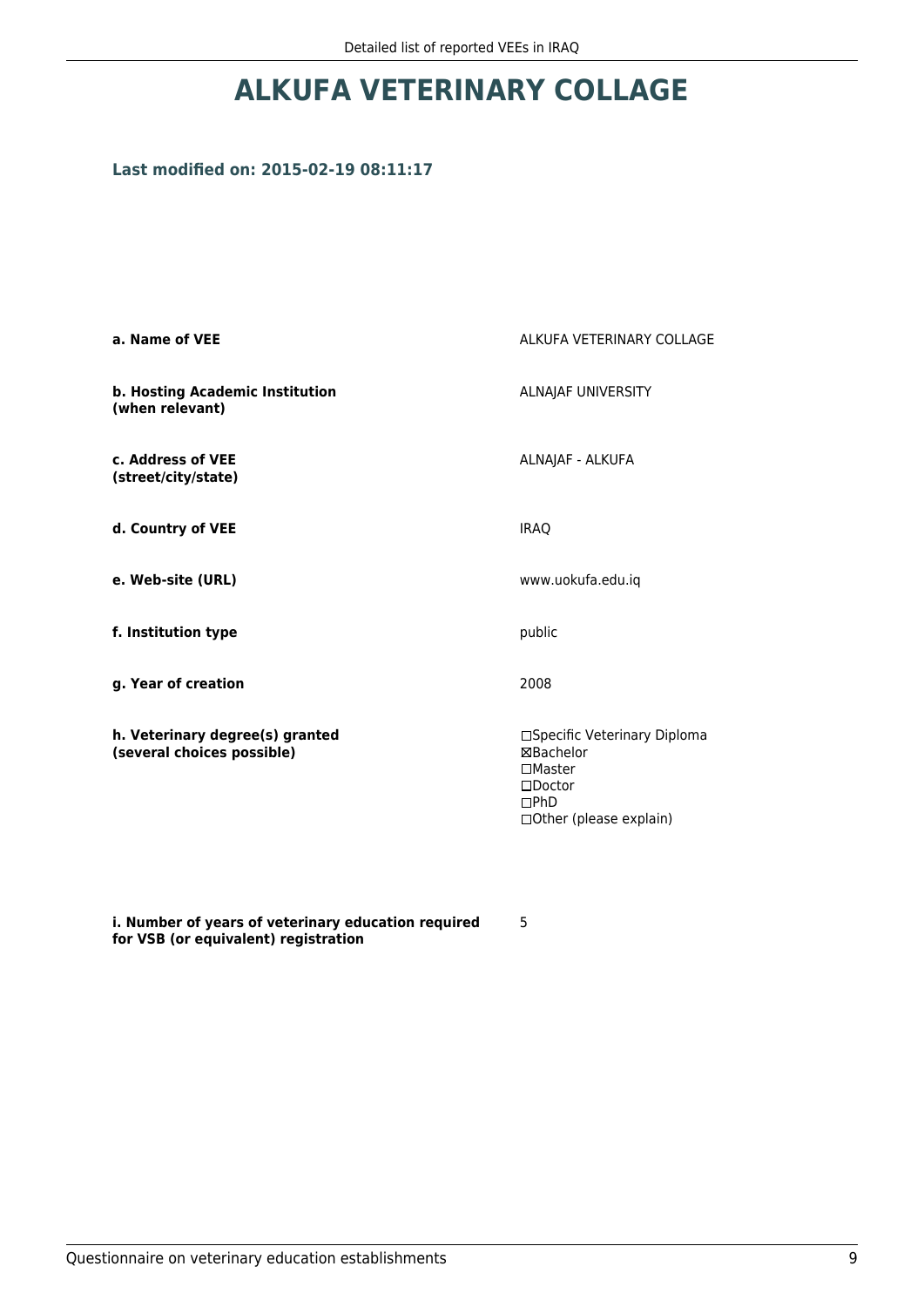# ALKUFA VETERINARY COLLAGE

### Last modified on: 2015-02-19 08:11:17

| | |
|---|---|
| **a. Name of VEE** | ALKUFA VETERINARY COLLAGE |
| **b. Hosting Academic Institution (when relevant)** | ALNAJAF UNIVERSITY |
| **c. Address of VEE (street/city/state)** | ALNAJAF - ALKUFA |
| **d. Country of VEE** | IRAQ |
| **e. Web-site (URL)** | www.uokufa.edu.iq |
| **f. Institution type** | public |
| **g. Year of creation** | 2008 |
| **h. Veterinary degree(s) granted (several choices possible)** | ☐Specific Veterinary Diploma<br>☒Bachelor<br>☐Master<br>☐Doctor<br>☐PhD<br>☐Other (please explain) |
| **i. Number of years of veterinary education required for VSB (or equivalent) registration** | 5 |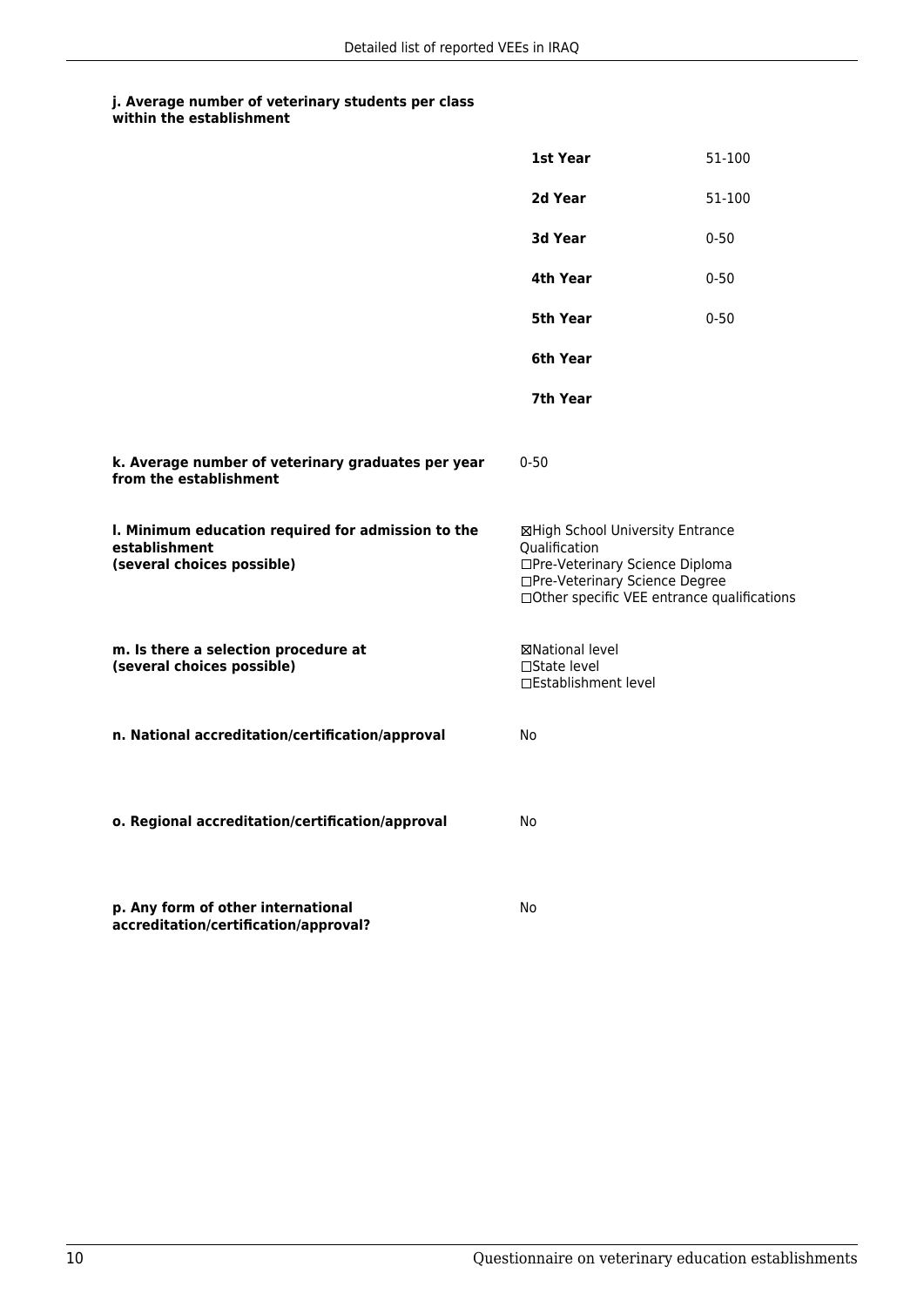**j. Average number of veterinary students per class within the establishment**

| | |
|---|---|
| **1st Year** | 51-100 |
| **2d Year** | 51-100 |
| **3d Year** | 0-50 |
| **4th Year** | 0-50 |
| **5th Year** | 0-50 |
| **6th Year** | |
| **7th Year** | |

**k. Average number of veterinary graduates per year from the establishment**

0-50

**l. Minimum education required for admission to the establishment (several choices possible)**

☒High School University Entrance Qualification
☐Pre-Veterinary Science Diploma
☐Pre-Veterinary Science Degree
☐Other specific VEE entrance qualifications

**m. Is there a selection procedure at (several choices possible)**

☒National level
☐State level
☐Establishment level

**n. National accreditation/certification/approval**

No

**o. Regional accreditation/certification/approval**

No

**p. Any form of other international accreditation/certification/approval?**

No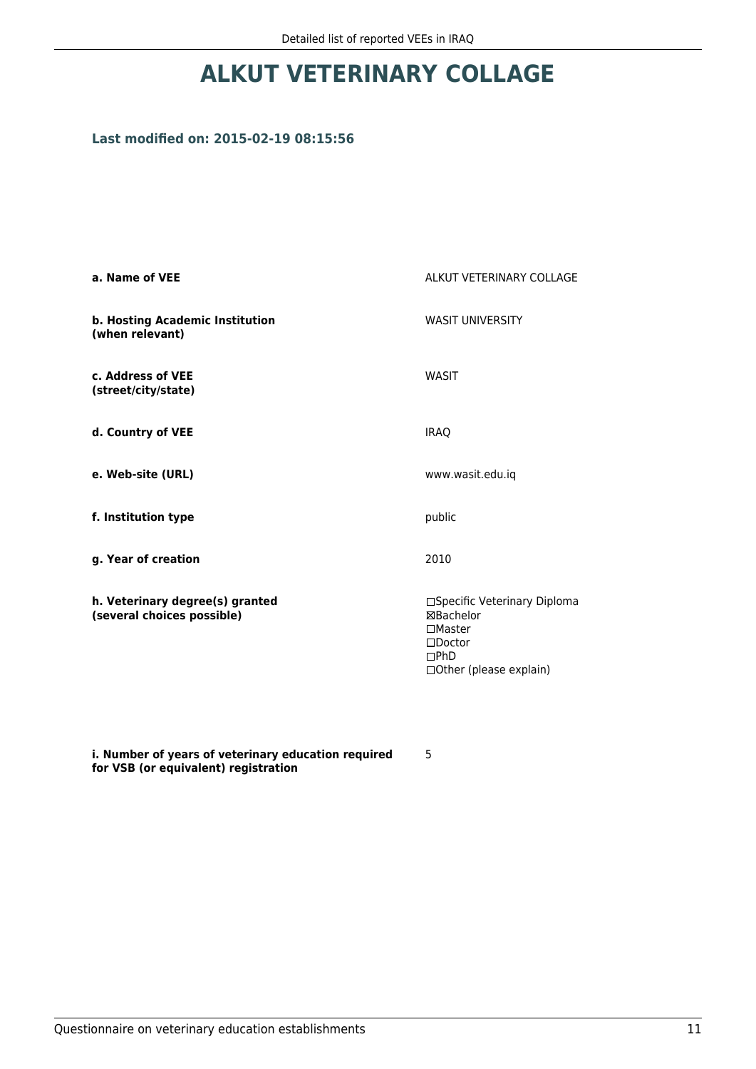# ALKUT VETERINARY COLLAGE

### Last modified on: 2015-02-19 08:15:56

| | |
|---|---|
| **a. Name of VEE** | ALKUT VETERINARY COLLAGE |
| **b. Hosting Academic Institution (when relevant)** | WASIT UNIVERSITY |
| **c. Address of VEE (street/city/state)** | WASIT |
| **d. Country of VEE** | IRAQ |
| **e. Web-site (URL)** | www.wasit.edu.iq |
| **f. Institution type** | public |
| **g. Year of creation** | 2010 |
| **h. Veterinary degree(s) granted (several choices possible)** | ☐Specific Veterinary Diploma<br>☒Bachelor<br>☐Master<br>☐Doctor<br>☐PhD<br>☐Other (please explain) |
| **i. Number of years of veterinary education required for VSB (or equivalent) registration** | 5 |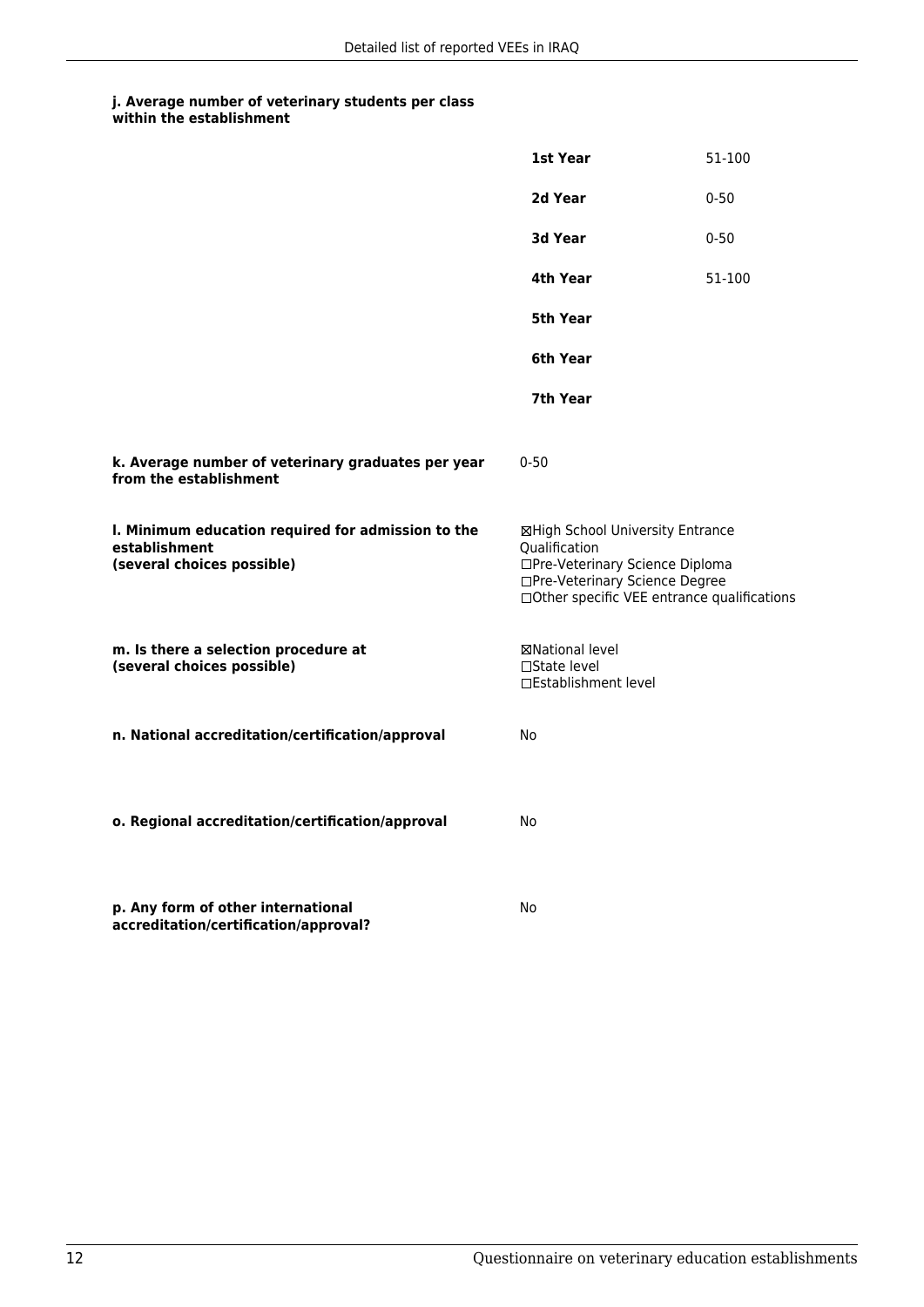**j. Average number of veterinary students per class within the establishment**

| | |
|---|---|
| **1st Year** | 51-100 |
| **2d Year** | 0-50 |
| **3d Year** | 0-50 |
| **4th Year** | 51-100 |
| **5th Year** | |
| **6th Year** | |
| **7th Year** | |

**k. Average number of veterinary graduates per year from the establishment**

0-50

**l. Minimum education required for admission to the establishment (several choices possible)**

☒High School University Entrance Qualification
☐Pre-Veterinary Science Diploma
☐Pre-Veterinary Science Degree
☐Other specific VEE entrance qualifications

**m. Is there a selection procedure at (several choices possible)**

☒National level
☐State level
☐Establishment level

**n. National accreditation/certification/approval**

No

**o. Regional accreditation/certification/approval**

No

**p. Any form of other international accreditation/certification/approval?**

No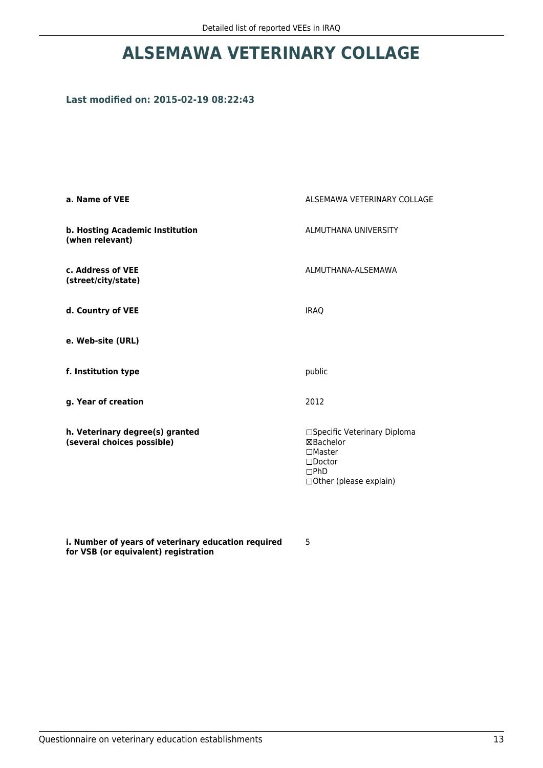# ALSEMAWA VETERINARY COLLAGE

### Last modified on: 2015-02-19 08:22:43

| | |
|---|---|
| **a. Name of VEE** | ALSEMAWA VETERINARY COLLAGE |
| **b. Hosting Academic Institution (when relevant)** | ALMUTHANA UNIVERSITY |
| **c. Address of VEE (street/city/state)** | ALMUTHANA-ALSEMAWA |
| **d. Country of VEE** | IRAQ |
| **e. Web-site (URL)** | |
| **f. Institution type** | public |
| **g. Year of creation** | 2012 |
| **h. Veterinary degree(s) granted (several choices possible)** | ☐Specific Veterinary Diploma<br>☒Bachelor<br>☐Master<br>☐Doctor<br>☐PhD<br>☐Other (please explain) |
| **i. Number of years of veterinary education required for VSB (or equivalent) registration** | 5 |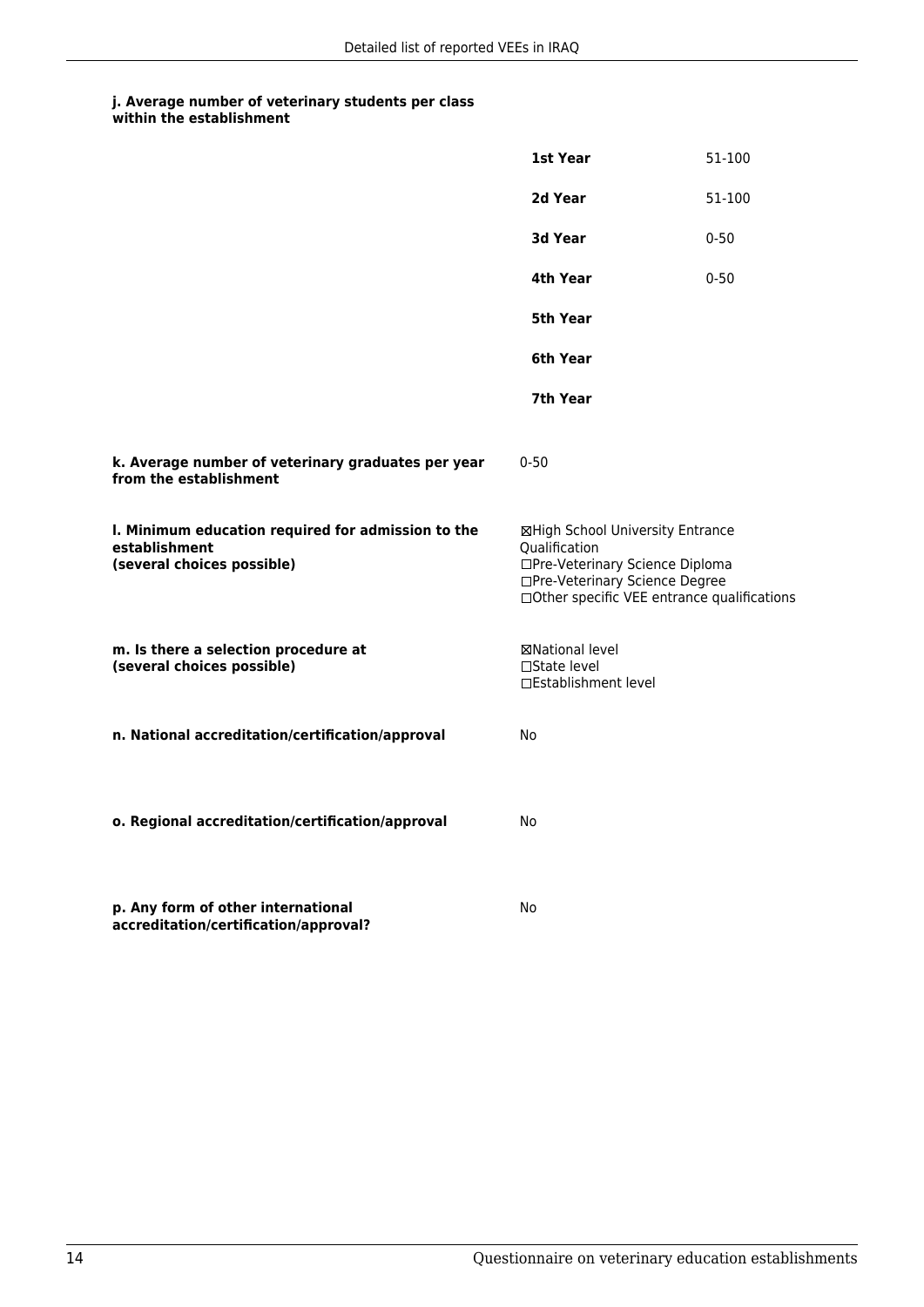**j. Average number of veterinary students per class within the establishment**

| | |
|---|---|
| **1st Year** | 51-100 |
| **2d Year** | 51-100 |
| **3d Year** | 0-50 |
| **4th Year** | 0-50 |
| **5th Year** | |
| **6th Year** | |
| **7th Year** | |

**k. Average number of veterinary graduates per year from the establishment**

0-50

**l. Minimum education required for admission to the establishment (several choices possible)**

☒High School University Entrance Qualification
☐Pre-Veterinary Science Diploma
☐Pre-Veterinary Science Degree
☐Other specific VEE entrance qualifications

**m. Is there a selection procedure at (several choices possible)**

☒National level
☐State level
☐Establishment level

**n. National accreditation/certification/approval**

No

**o. Regional accreditation/certification/approval**

No

**p. Any form of other international accreditation/certification/approval?**

No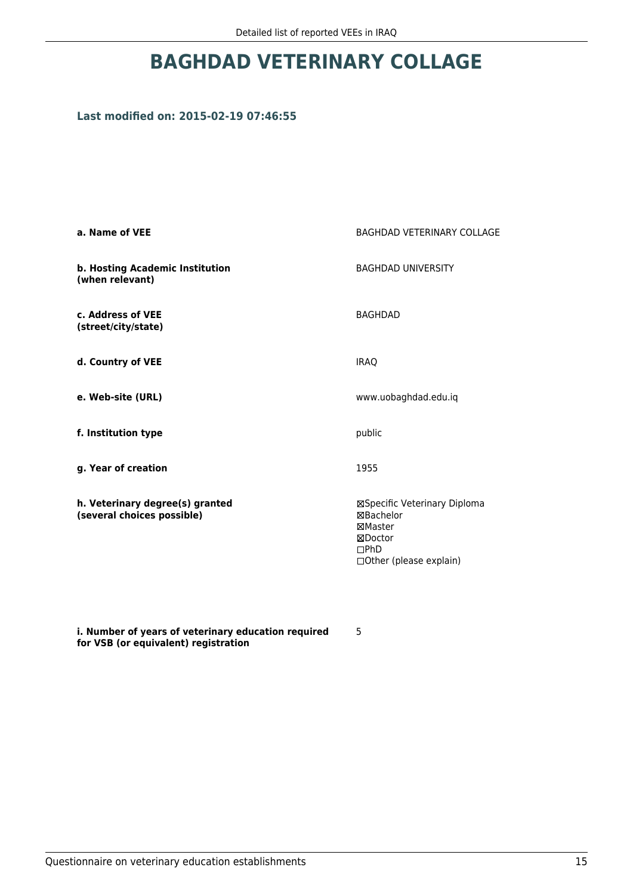# BAGHDAD VETERINARY COLLAGE

### Last modified on: 2015-02-19 07:46:55

| | |
|---|---|
| **a. Name of VEE** | BAGHDAD VETERINARY COLLAGE |
| **b. Hosting Academic Institution (when relevant)** | BAGHDAD UNIVERSITY |
| **c. Address of VEE (street/city/state)** | BAGHDAD |
| **d. Country of VEE** | IRAQ |
| **e. Web-site (URL)** | www.uobaghdad.edu.iq |
| **f. Institution type** | public |
| **g. Year of creation** | 1955 |
| **h. Veterinary degree(s) granted (several choices possible)** | ☒Specific Veterinary Diploma<br>☒Bachelor<br>☒Master<br>☒Doctor<br>☐PhD<br>☐Other (please explain) |
| **i. Number of years of veterinary education required for VSB (or equivalent) registration** | 5 |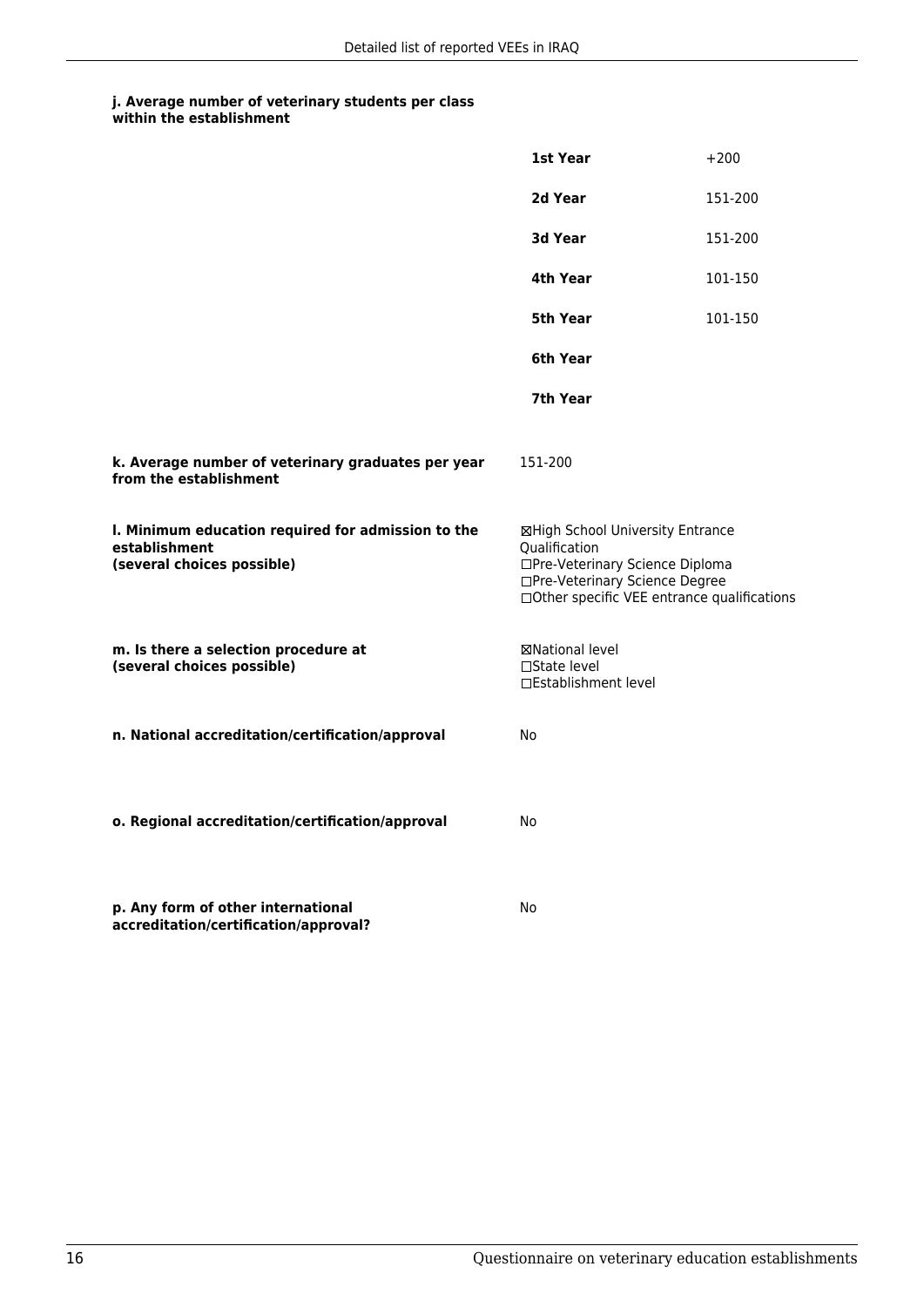**j. Average number of veterinary students per class within the establishment**

| | |
|---|---|
| **1st Year** | +200 |
| **2d Year** | 151-200 |
| **3d Year** | 151-200 |
| **4th Year** | 101-150 |
| **5th Year** | 101-150 |
| **6th Year** | |
| **7th Year** | |

**k. Average number of veterinary graduates per year from the establishment**

151-200

**l. Minimum education required for admission to the establishment (several choices possible)**

☒High School University Entrance Qualification
☐Pre-Veterinary Science Diploma
☐Pre-Veterinary Science Degree
☐Other specific VEE entrance qualifications

**m. Is there a selection procedure at (several choices possible)**

☒National level
☐State level
☐Establishment level

**n. National accreditation/certification/approval**

No

**o. Regional accreditation/certification/approval**

No

**p. Any form of other international accreditation/certification/approval?**

No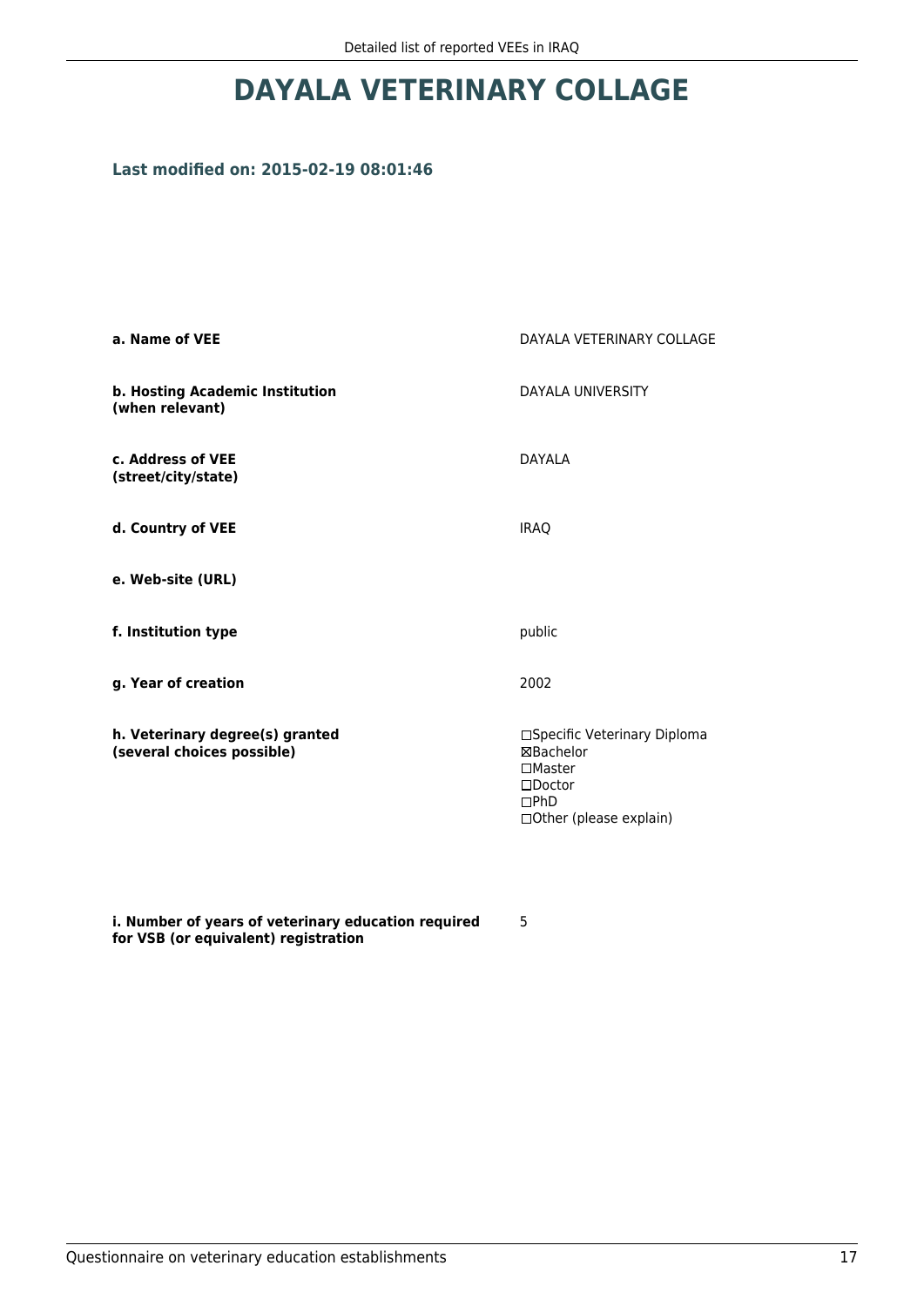# DAYALA VETERINARY COLLAGE

### Last modified on: 2015-02-19 08:01:46

| | |
|---|---|
| **a. Name of VEE** | DAYALA VETERINARY COLLAGE |
| **b. Hosting Academic Institution (when relevant)** | DAYALA UNIVERSITY |
| **c. Address of VEE (street/city/state)** | DAYALA |
| **d. Country of VEE** | IRAQ |
| **e. Web-site (URL)** | |
| **f. Institution type** | public |
| **g. Year of creation** | 2002 |
| **h. Veterinary degree(s) granted (several choices possible)** | ☐Specific Veterinary Diploma<br>☒Bachelor<br>☐Master<br>☐Doctor<br>☐PhD<br>☐Other (please explain) |
| **i. Number of years of veterinary education required for VSB (or equivalent) registration** | 5 |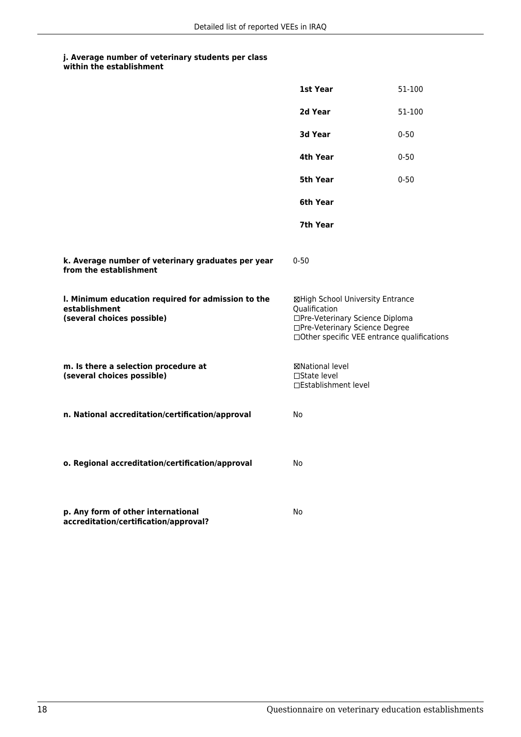**j. Average number of veterinary students per class within the establishment**

| | |
|---|---|
| **1st Year** | 51-100 |
| **2d Year** | 51-100 |
| **3d Year** | 0-50 |
| **4th Year** | 0-50 |
| **5th Year** | 0-50 |
| **6th Year** | |
| **7th Year** | |

**k. Average number of veterinary graduates per year from the establishment**

0-50

**l. Minimum education required for admission to the establishment (several choices possible)**

☒High School University Entrance Qualification
☐Pre-Veterinary Science Diploma
☐Pre-Veterinary Science Degree
☐Other specific VEE entrance qualifications

**m. Is there a selection procedure at (several choices possible)**

☒National level
☐State level
☐Establishment level

**n. National accreditation/certification/approval**

No

**o. Regional accreditation/certification/approval**

No

**p. Any form of other international accreditation/certification/approval?**

No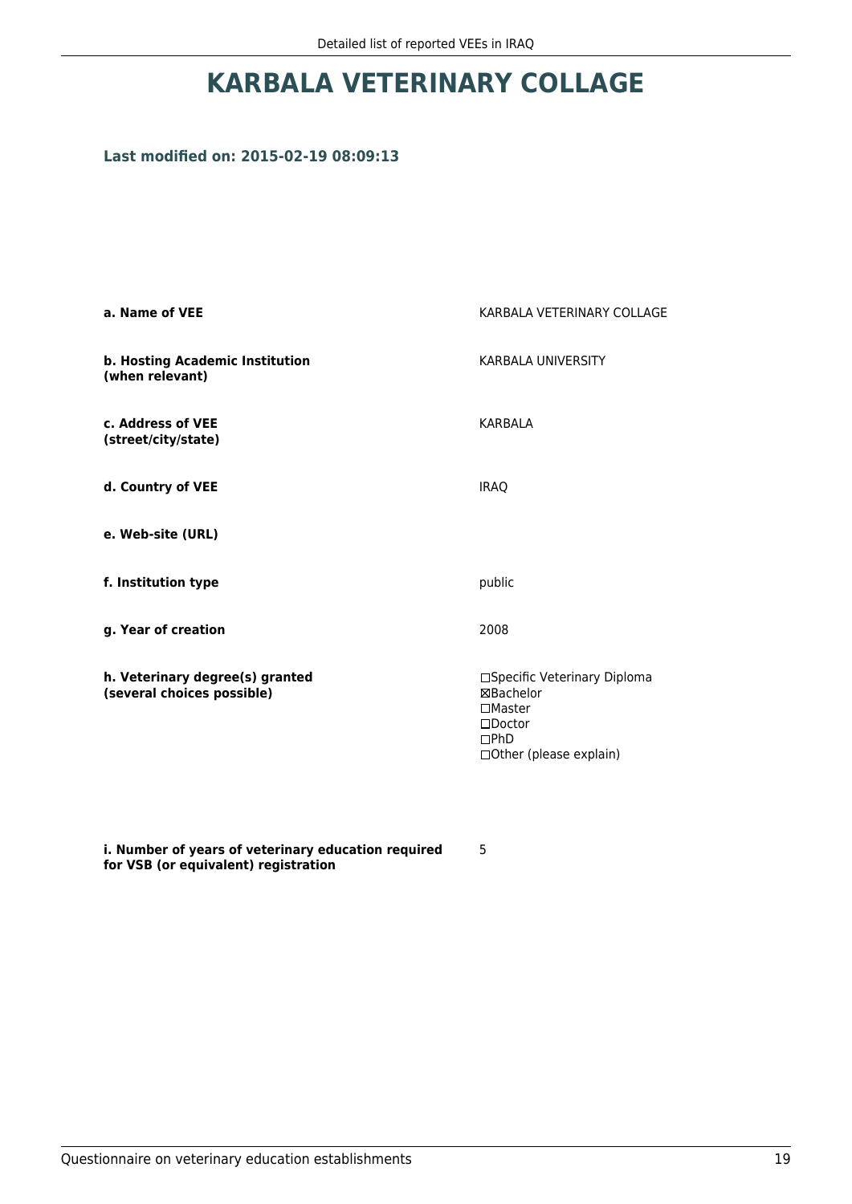# KARBALA VETERINARY COLLAGE

### Last modified on: 2015-02-19 08:09:13

| | |
|---|---|
| **a. Name of VEE** | KARBALA VETERINARY COLLAGE |
| **b. Hosting Academic Institution (when relevant)** | KARBALA UNIVERSITY |
| **c. Address of VEE (street/city/state)** | KARBALA |
| **d. Country of VEE** | IRAQ |
| **e. Web-site (URL)** | |
| **f. Institution type** | public |
| **g. Year of creation** | 2008 |
| **h. Veterinary degree(s) granted (several choices possible)** | ☐Specific Veterinary Diploma<br>☒Bachelor<br>☐Master<br>☐Doctor<br>☐PhD<br>☐Other (please explain) |
| **i. Number of years of veterinary education required for VSB (or equivalent) registration** | 5 |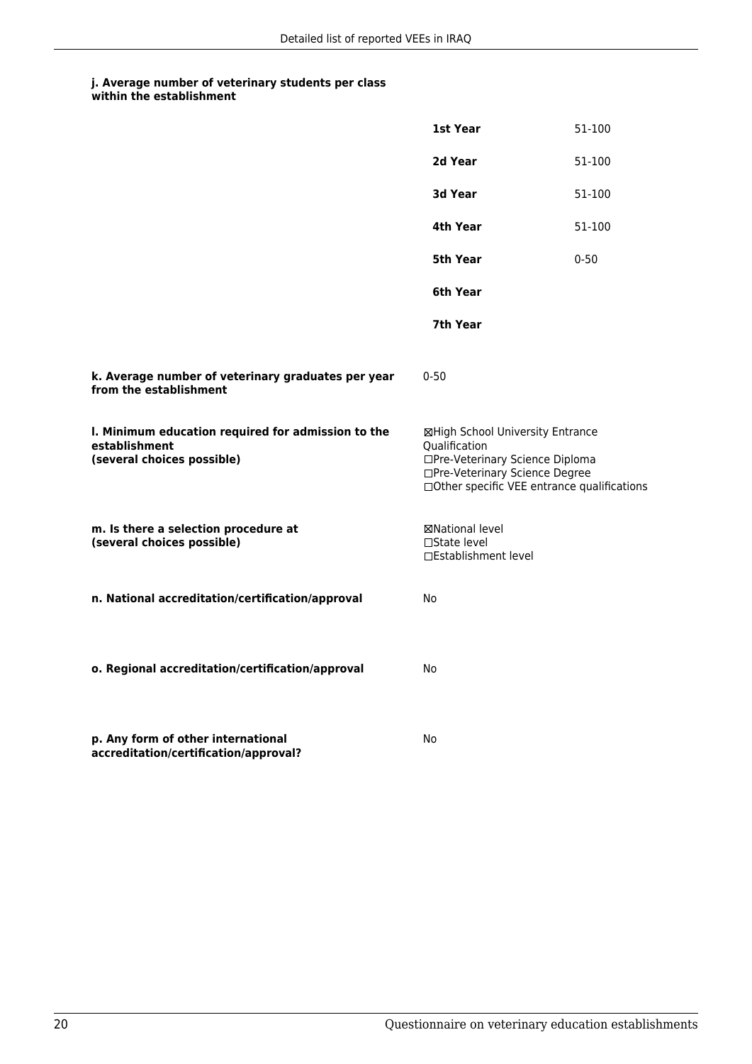**j. Average number of veterinary students per class within the establishment**

| | |
|---|---|
| **1st Year** | 51-100 |
| **2d Year** | 51-100 |
| **3d Year** | 51-100 |
| **4th Year** | 51-100 |
| **5th Year** | 0-50 |
| **6th Year** | |
| **7th Year** | |

**k. Average number of veterinary graduates per year from the establishment**

0-50

**l. Minimum education required for admission to the establishment (several choices possible)**

☒High School University Entrance Qualification
☐Pre-Veterinary Science Diploma
☐Pre-Veterinary Science Degree
☐Other specific VEE entrance qualifications

**m. Is there a selection procedure at (several choices possible)**

☒National level
☐State level
☐Establishment level

**n. National accreditation/certification/approval**

No

**o. Regional accreditation/certification/approval**

No

**p. Any form of other international accreditation/certification/approval?**

No